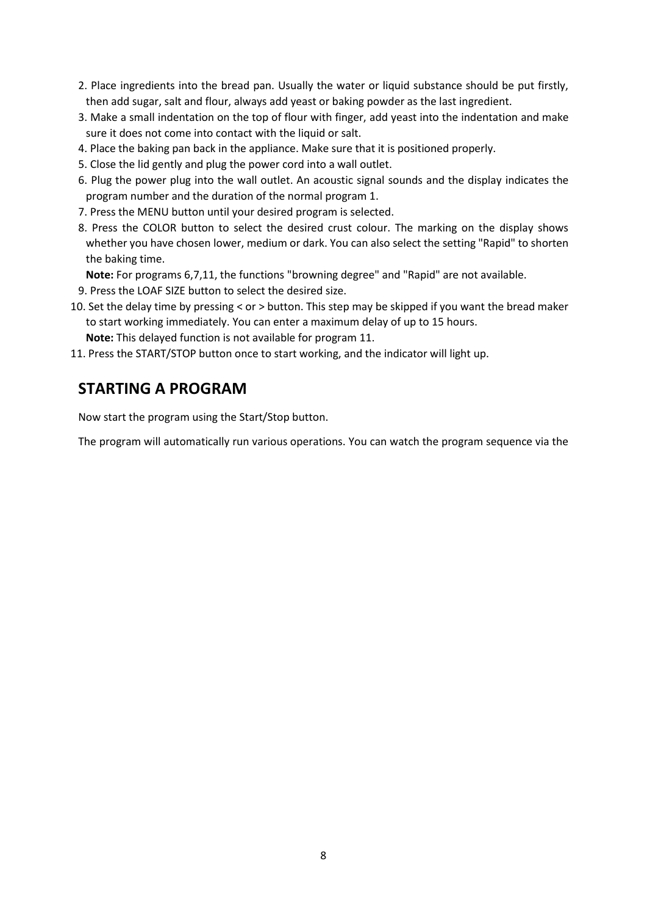2. Place ingredients into the bread pan. Usually the water or liquid substance should be put firstly, then add sugar, salt and flour, always add yeast or baking powder as the last ingredient.
3. Make a small indentation on the top of flour with finger, add yeast into the indentation and make sure it does not come into contact with the liquid or salt.
4. Place the baking pan back in the appliance. Make sure that it is positioned properly.
5. Close the lid gently and plug the power cord into a wall outlet.
6. Plug the power plug into the wall outlet. An acoustic signal sounds and the display indicates the program number and the duration of the normal program 1.
7. Press the MENU button until your desired program is selected.
8. Press the COLOR button to select the desired crust colour. The marking on the display shows whether you have chosen lower, medium or dark. You can also select the setting "Rapid" to shorten the baking time.

   **Note:** For programs 6,7,11, the functions "browning degree" and "Rapid" are not available.
9. Press the LOAF SIZE button to select the desired size.
10. Set the delay time by pressing < or > button. This step may be skipped if you want the bread maker to start working immediately. You can enter a maximum delay of up to 15 hours.

    **Note:** This delayed function is not available for program 11.
11. Press the START/STOP button once to start working, and the indicator will light up.

## STARTING A PROGRAM

Now start the program using the Start/Stop button.

The program will automatically run various operations. You can watch the program sequence via the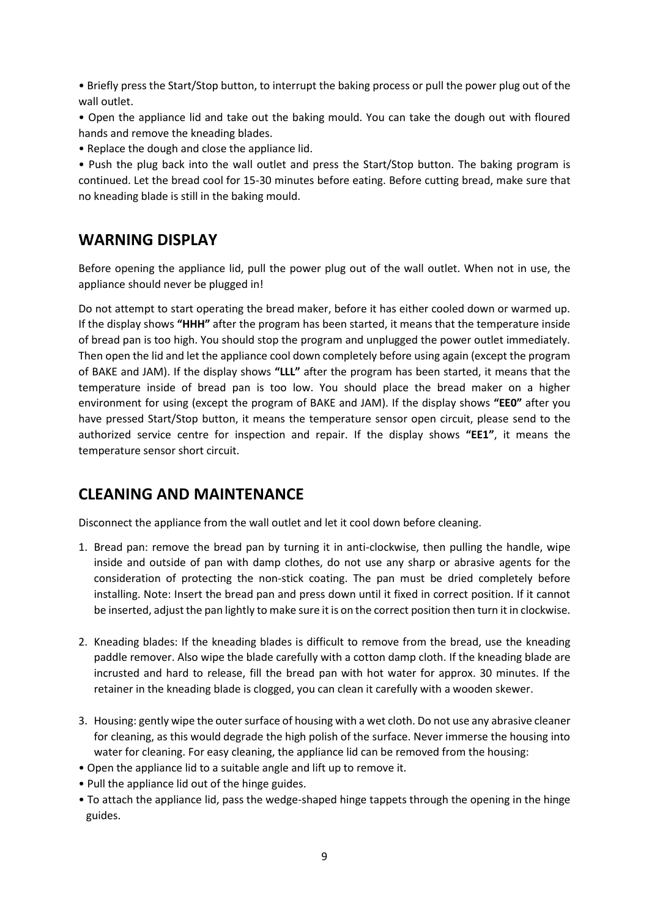- Briefly press the Start/Stop button, to interrupt the baking process or pull the power plug out of the wall outlet.
- Open the appliance lid and take out the baking mould. You can take the dough out with floured hands and remove the kneading blades.
- Replace the dough and close the appliance lid.
- Push the plug back into the wall outlet and press the Start/Stop button. The baking program is continued. Let the bread cool for 15-30 minutes before eating. Before cutting bread, make sure that no kneading blade is still in the baking mould.

## WARNING DISPLAY

Before opening the appliance lid, pull the power plug out of the wall outlet. When not in use, the appliance should never be plugged in!

Do not attempt to start operating the bread maker, before it has either cooled down or warmed up. If the display shows **"HHH"** after the program has been started, it means that the temperature inside of bread pan is too high. You should stop the program and unplugged the power outlet immediately. Then open the lid and let the appliance cool down completely before using again (except the program of BAKE and JAM). If the display shows **"LLL"** after the program has been started, it means that the temperature inside of bread pan is too low. You should place the bread maker on a higher environment for using (except the program of BAKE and JAM). If the display shows **"EE0"** after you have pressed Start/Stop button, it means the temperature sensor open circuit, please send to the authorized service centre for inspection and repair. If the display shows **"EE1"**, it means the temperature sensor short circuit.

## CLEANING AND MAINTENANCE

Disconnect the appliance from the wall outlet and let it cool down before cleaning.

1. Bread pan: remove the bread pan by turning it in anti-clockwise, then pulling the handle, wipe inside and outside of pan with damp clothes, do not use any sharp or abrasive agents for the consideration of protecting the non-stick coating. The pan must be dried completely before installing. Note: Insert the bread pan and press down until it fixed in correct position. If it cannot be inserted, adjust the pan lightly to make sure it is on the correct position then turn it in clockwise.

2. Kneading blades: If the kneading blades is difficult to remove from the bread, use the kneading paddle remover. Also wipe the blade carefully with a cotton damp cloth. If the kneading blade are incrusted and hard to release, fill the bread pan with hot water for approx. 30 minutes. If the retainer in the kneading blade is clogged, you can clean it carefully with a wooden skewer.

3. Housing: gently wipe the outer surface of housing with a wet cloth. Do not use any abrasive cleaner for cleaning, as this would degrade the high polish of the surface. Never immerse the housing into water for cleaning. For easy cleaning, the appliance lid can be removed from the housing:

- Open the appliance lid to a suitable angle and lift up to remove it.
- Pull the appliance lid out of the hinge guides.
- To attach the appliance lid, pass the wedge-shaped hinge tappets through the opening in the hinge guides.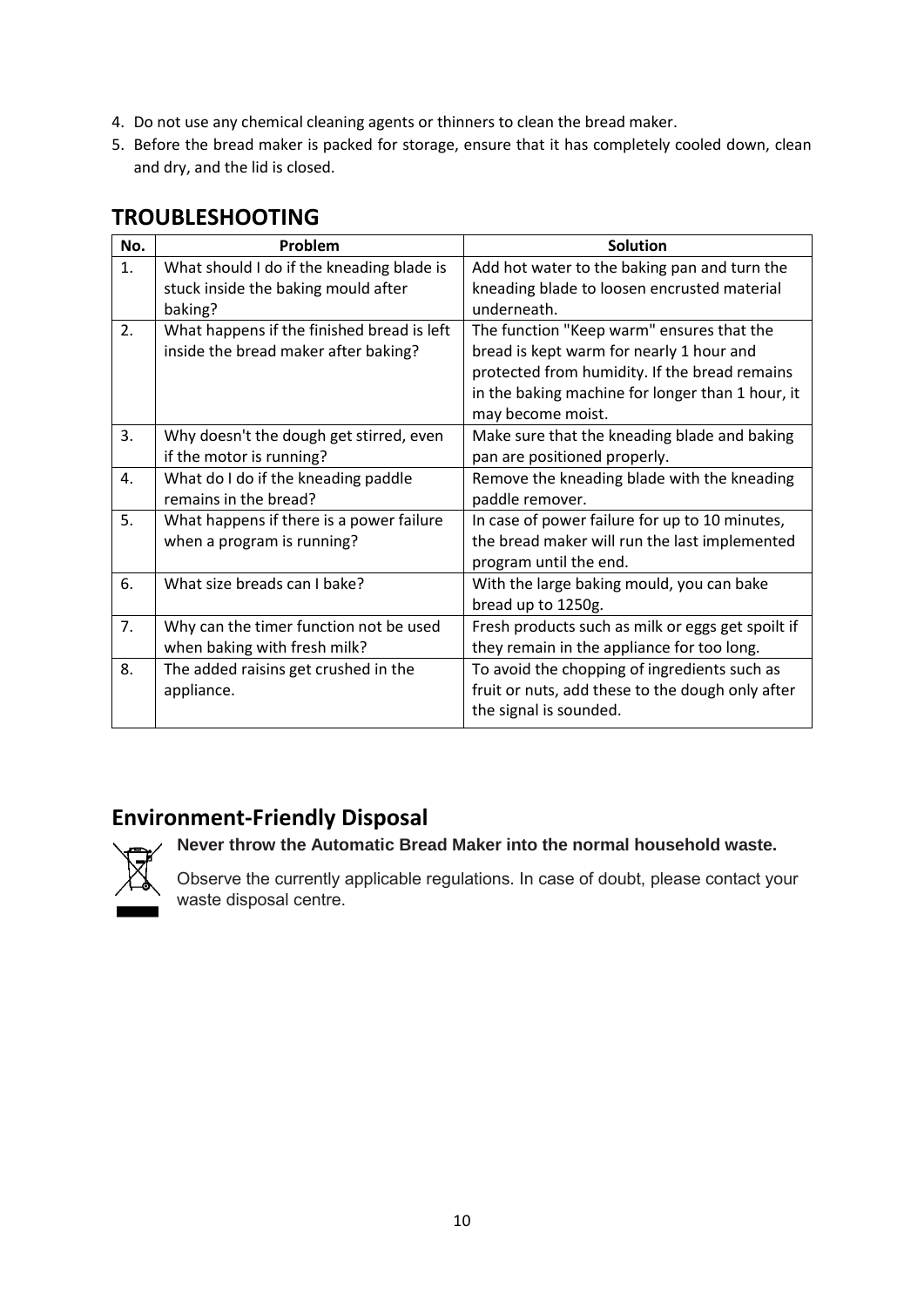4. Do not use any chemical cleaning agents or thinners to clean the bread maker.
5. Before the bread maker is packed for storage, ensure that it has completely cooled down, clean and dry, and the lid is closed.

## TROUBLESHOOTING

| No. | Problem | Solution |
|---|---|---|
| 1. | What should I do if the kneading blade is stuck inside the baking mould after baking? | Add hot water to the baking pan and turn the kneading blade to loosen encrusted material underneath. |
| 2. | What happens if the finished bread is left inside the bread maker after baking? | The function "Keep warm" ensures that the bread is kept warm for nearly 1 hour and protected from humidity. If the bread remains in the baking machine for longer than 1 hour, it may become moist. |
| 3. | Why doesn't the dough get stirred, even if the motor is running? | Make sure that the kneading blade and baking pan are positioned properly. |
| 4. | What do I do if the kneading paddle remains in the bread? | Remove the kneading blade with the kneading paddle remover. |
| 5. | What happens if there is a power failure when a program is running? | In case of power failure for up to 10 minutes, the bread maker will run the last implemented program until the end. |
| 6. | What size breads can I bake? | With the large baking mould, you can bake bread up to 1250g. |
| 7. | Why can the timer function not be used when baking with fresh milk? | Fresh products such as milk or eggs get spoilt if they remain in the appliance for too long. |
| 8. | The added raisins get crushed in the appliance. | To avoid the chopping of ingredients such as fruit or nuts, add these to the dough only after the signal is sounded. |

## Environment-Friendly Disposal

**Never throw the Automatic Bread Maker into the normal household waste.**

Observe the currently applicable regulations. In case of doubt, please contact your waste disposal centre.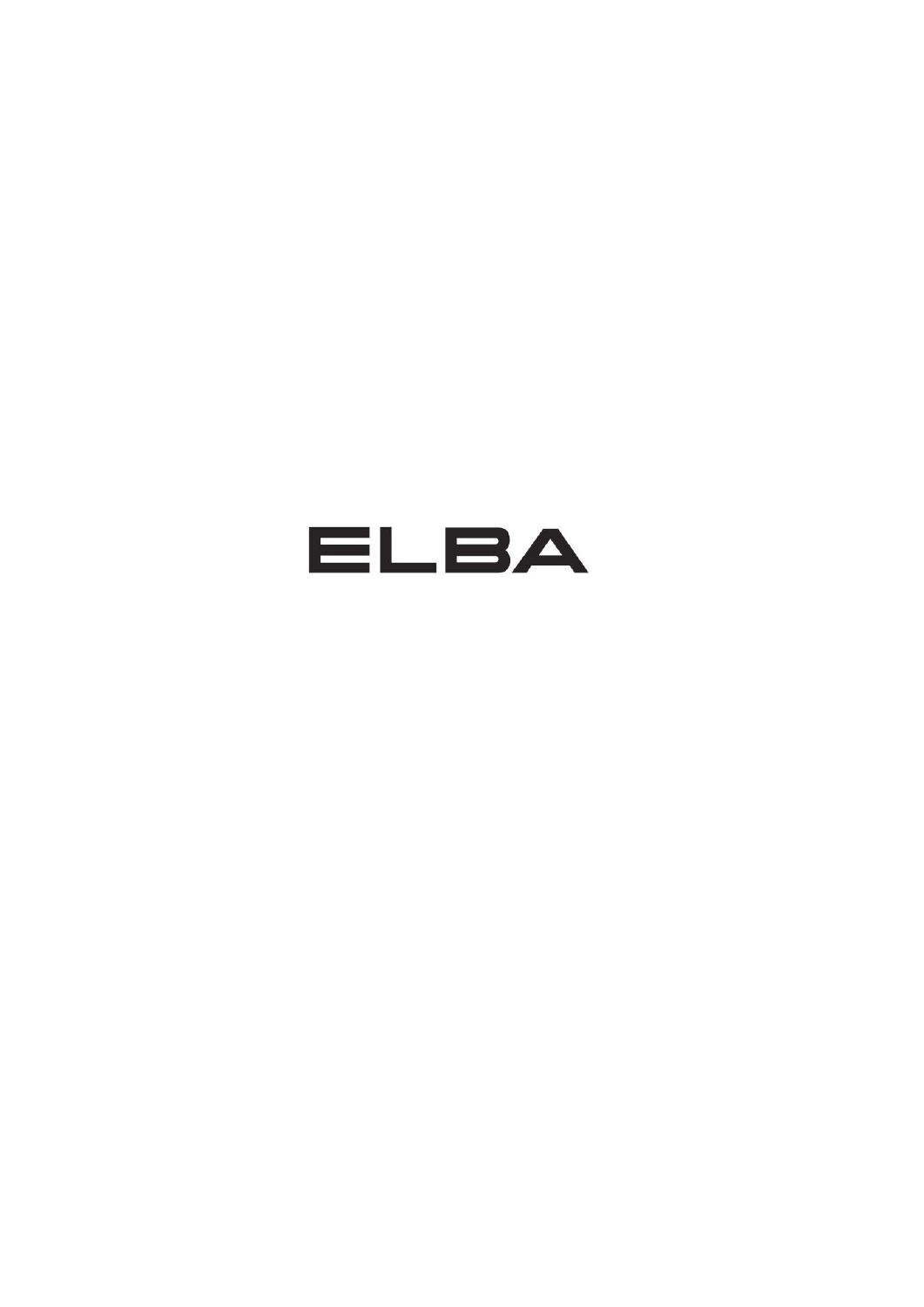ELBA